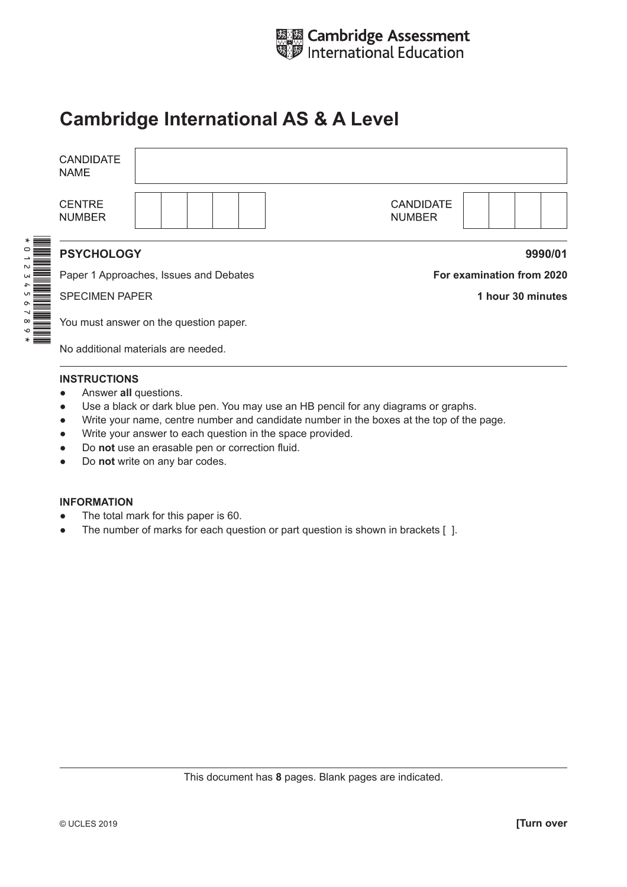Cambridge Assessment International Education

# Cambridge International AS & A Level

| CANDIDATE NAME | |
|---|---|
| CENTRE NUMBER | |
| CANDIDATE NUMBER | |

**PSYCHOLOGY** **9990/01**

Paper 1 Approaches, Issues and Debates **For examination from 2020**

SPECIMEN PAPER **1 hour 30 minutes**

You must answer on the question paper.

No additional materials are needed.

**INSTRUCTIONS**

- Answer **all** questions.
- Use a black or dark blue pen. You may use an HB pencil for any diagrams or graphs.
- Write your name, centre number and candidate number in the boxes at the top of the page.
- Write your answer to each question in the space provided.
- Do **not** use an erasable pen or correction fluid.
- Do **not** write on any bar codes.

**INFORMATION**

- The total mark for this paper is 60.
- The number of marks for each question or part question is shown in brackets [ ].

This document has **8** pages. Blank pages are indicated.

© UCLES 2019 **[Turn over**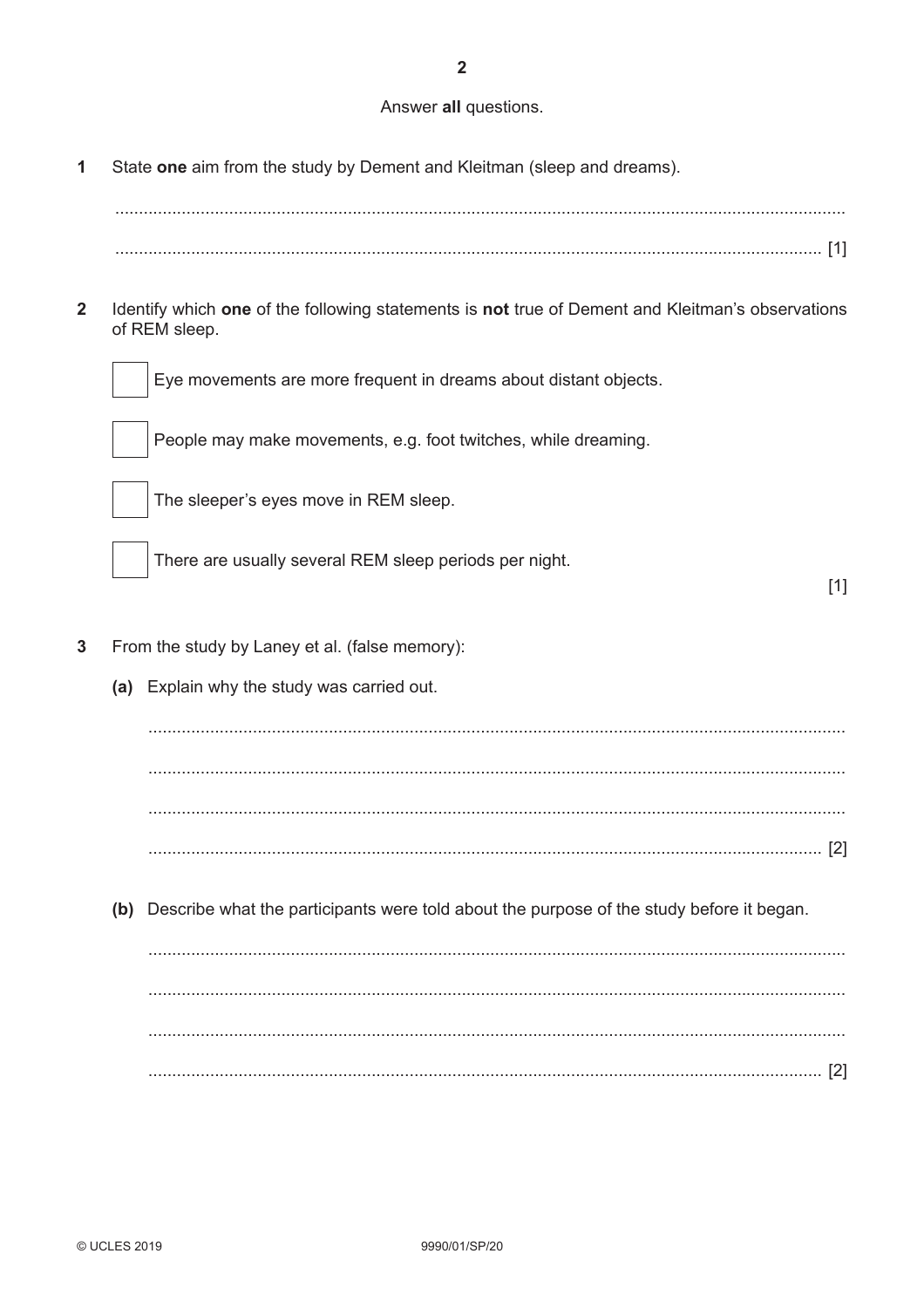Answer **all** questions.

**1** State **one** aim from the study by Dement and Kleitman (sleep and dreams).

.......................................................................................................................................................

....................................................................................................................................................... [1]

**2** Identify which **one** of the following statements is **not** true of Dement and Kleitman's observations of REM sleep.

☐ Eye movements are more frequent in dreams about distant objects.

☐ People may make movements, e.g. foot twitches, while dreaming.

☐ The sleeper's eyes move in REM sleep.

☐ There are usually several REM sleep periods per night.

[1]

**3** From the study by Laney et al. (false memory):

**(a)** Explain why the study was carried out.

.......................................................................................................................................................

.......................................................................................................................................................

.......................................................................................................................................................

....................................................................................................................................................... [2]

**(b)** Describe what the participants were told about the purpose of the study before it began.

.......................................................................................................................................................

.......................................................................................................................................................

.......................................................................................................................................................

....................................................................................................................................................... [2]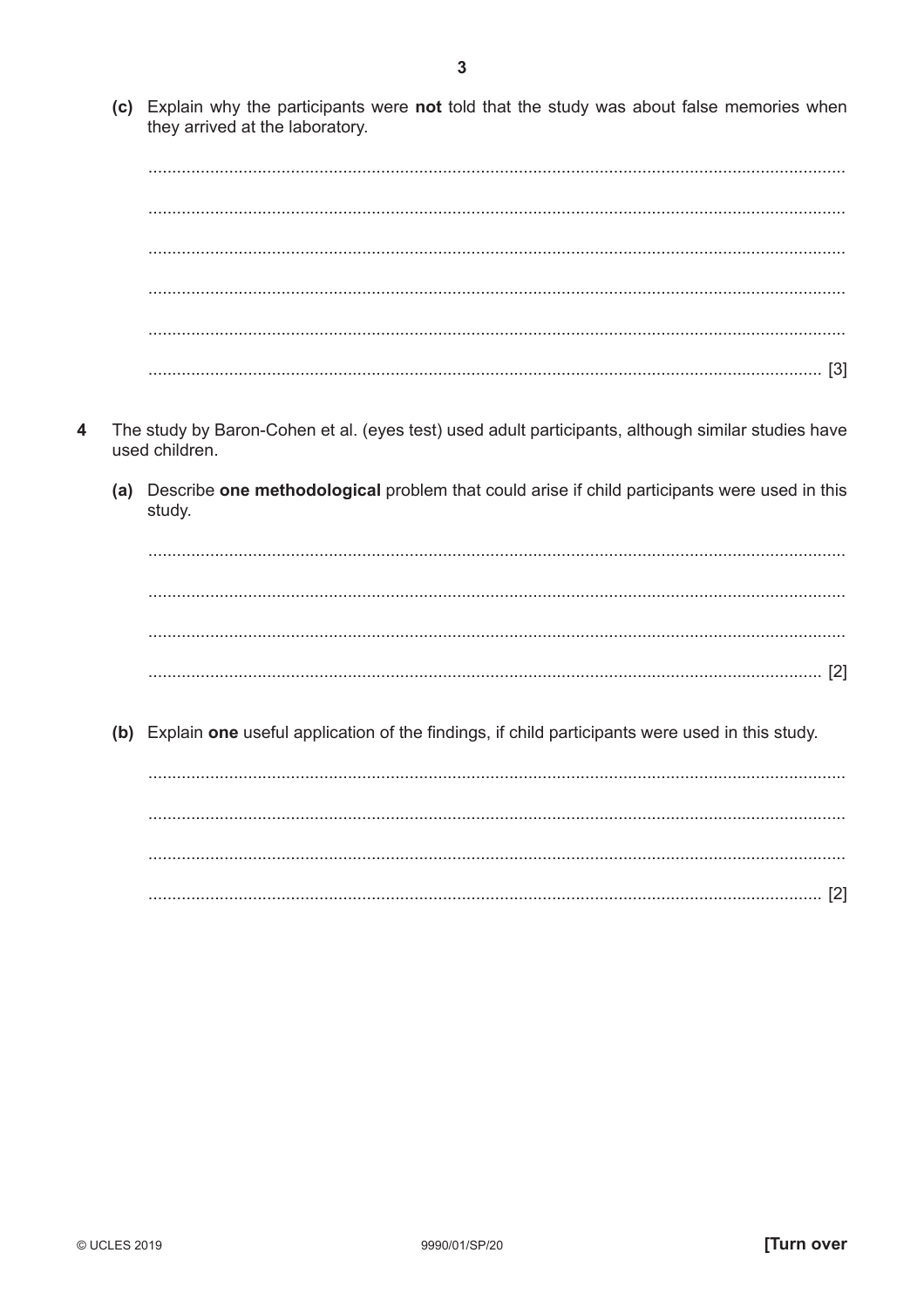**(c)** Explain why the participants were **not** told that the study was about false memories when they arrived at the laboratory.

.......................................................................................................................................

.......................................................................................................................................

.......................................................................................................................................

.......................................................................................................................................

.......................................................................................................................................

....................................................................................................................................... [3]

**4** The study by Baron-Cohen et al. (eyes test) used adult participants, although similar studies have used children.

**(a)** Describe **one methodological** problem that could arise if child participants were used in this study.

.......................................................................................................................................

.......................................................................................................................................

.......................................................................................................................................

....................................................................................................................................... [2]

**(b)** Explain **one** useful application of the findings, if child participants were used in this study.

.......................................................................................................................................

.......................................................................................................................................

.......................................................................................................................................

....................................................................................................................................... [2]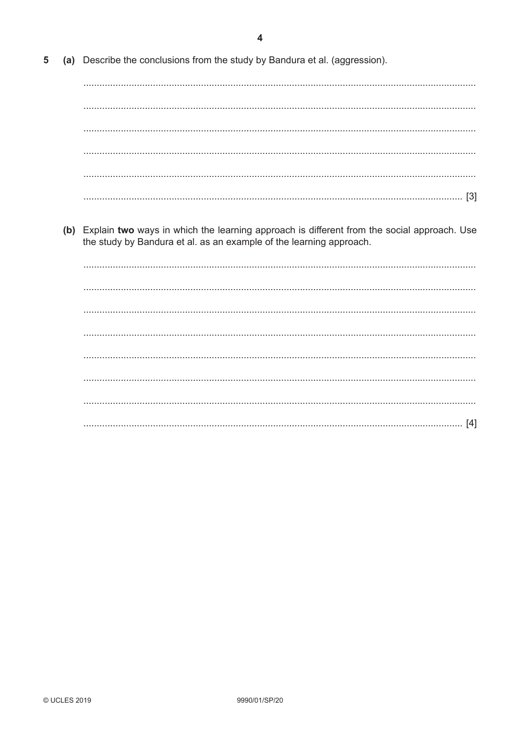5 (a) Describe the conclusions from the study by Bandura et al. (aggression).

..........................................................................................................................................

..........................................................................................................................................

..........................................................................................................................................

..........................................................................................................................................

..........................................................................................................................................

.................................................................................................................................... [3]

(b) Explain **two** ways in which the learning approach is different from the social approach. Use the study by Bandura et al. as an example of the learning approach.

..........................................................................................................................................

..........................................................................................................................................

..........................................................................................................................................

..........................................................................................................................................

..........................................................................................................................................

..........................................................................................................................................

..........................................................................................................................................

.................................................................................................................................... [4]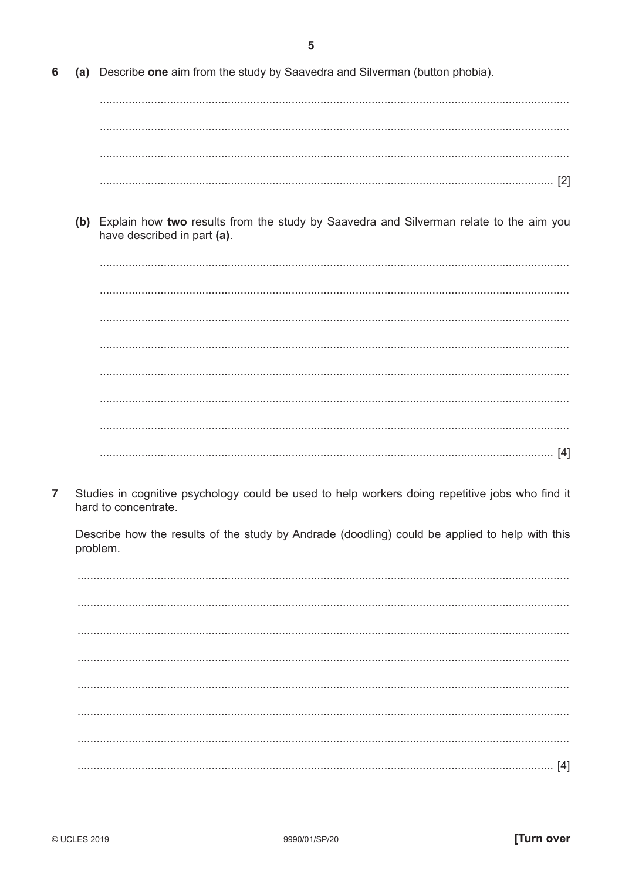6 (a) Describe **one** aim from the study by Saavedra and Silverman (button phobia).

.......................................................................................................................................

.......................................................................................................................................

.......................................................................................................................................

....................................................................................................................................... [2]

(b) Explain how **two** results from the study by Saavedra and Silverman relate to the aim you have described in part **(a)**.

.......................................................................................................................................

.......................................................................................................................................

.......................................................................................................................................

.......................................................................................................................................

.......................................................................................................................................

.......................................................................................................................................

.......................................................................................................................................

....................................................................................................................................... [4]

7 Studies in cognitive psychology could be used to help workers doing repetitive jobs who find it hard to concentrate.

Describe how the results of the study by Andrade (doodling) could be applied to help with this problem.

.......................................................................................................................................

.......................................................................................................................................

.......................................................................................................................................

.......................................................................................................................................

.......................................................................................................................................

.......................................................................................................................................

.......................................................................................................................................

....................................................................................................................................... [4]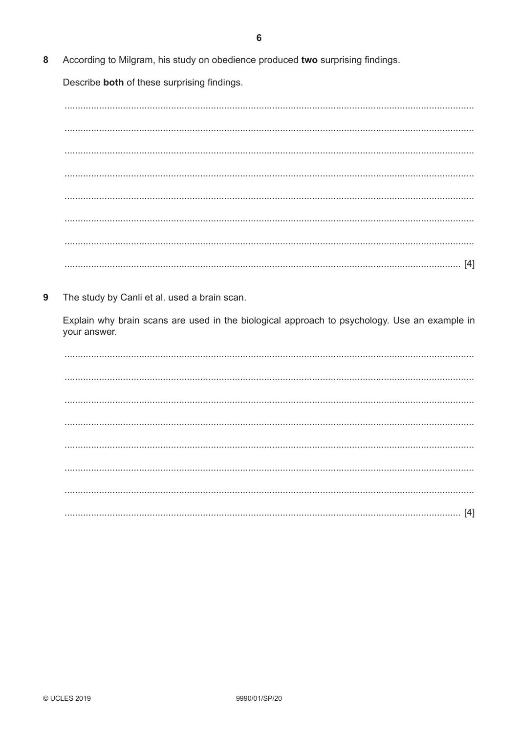**8** According to Milgram, his study on obedience produced **two** surprising findings.

Describe **both** of these surprising findings.

..........................................................................................................................................

..........................................................................................................................................

..........................................................................................................................................

..........................................................................................................................................

..........................................................................................................................................

..........................................................................................................................................

..........................................................................................................................................

.................................................................................................................................... [4]

**9** The study by Canli et al. used a brain scan.

Explain why brain scans are used in the biological approach to psychology. Use an example in your answer.

..........................................................................................................................................

..........................................................................................................................................

..........................................................................................................................................

..........................................................................................................................................

..........................................................................................................................................

..........................................................................................................................................

..........................................................................................................................................

.................................................................................................................................... [4]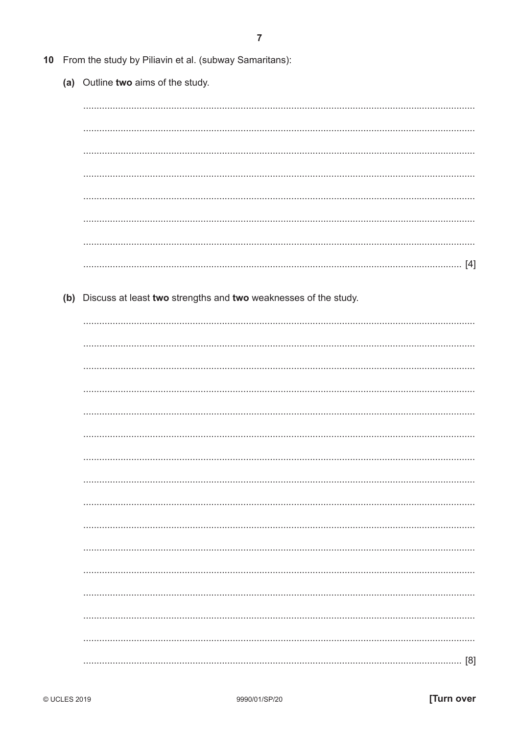10 From the study by Piliavin et al. (subway Samaritans):

(a) Outline **two** aims of the study.

................................................................................................................................................

................................................................................................................................................

................................................................................................................................................

................................................................................................................................................

................................................................................................................................................

................................................................................................................................................

................................................................................................................................................

.......................................................................................................................................... [4]

(b) Discuss at least **two** strengths and **two** weaknesses of the study.

................................................................................................................................................

................................................................................................................................................

................................................................................................................................................

................................................................................................................................................

................................................................................................................................................

................................................................................................................................................

................................................................................................................................................

................................................................................................................................................

................................................................................................................................................

................................................................................................................................................

................................................................................................................................................

................................................................................................................................................

................................................................................................................................................

................................................................................................................................................

................................................................................................................................................

.......................................................................................................................................... [8]

© UCLES 2019 9990/01/SP/20 **[Turn over**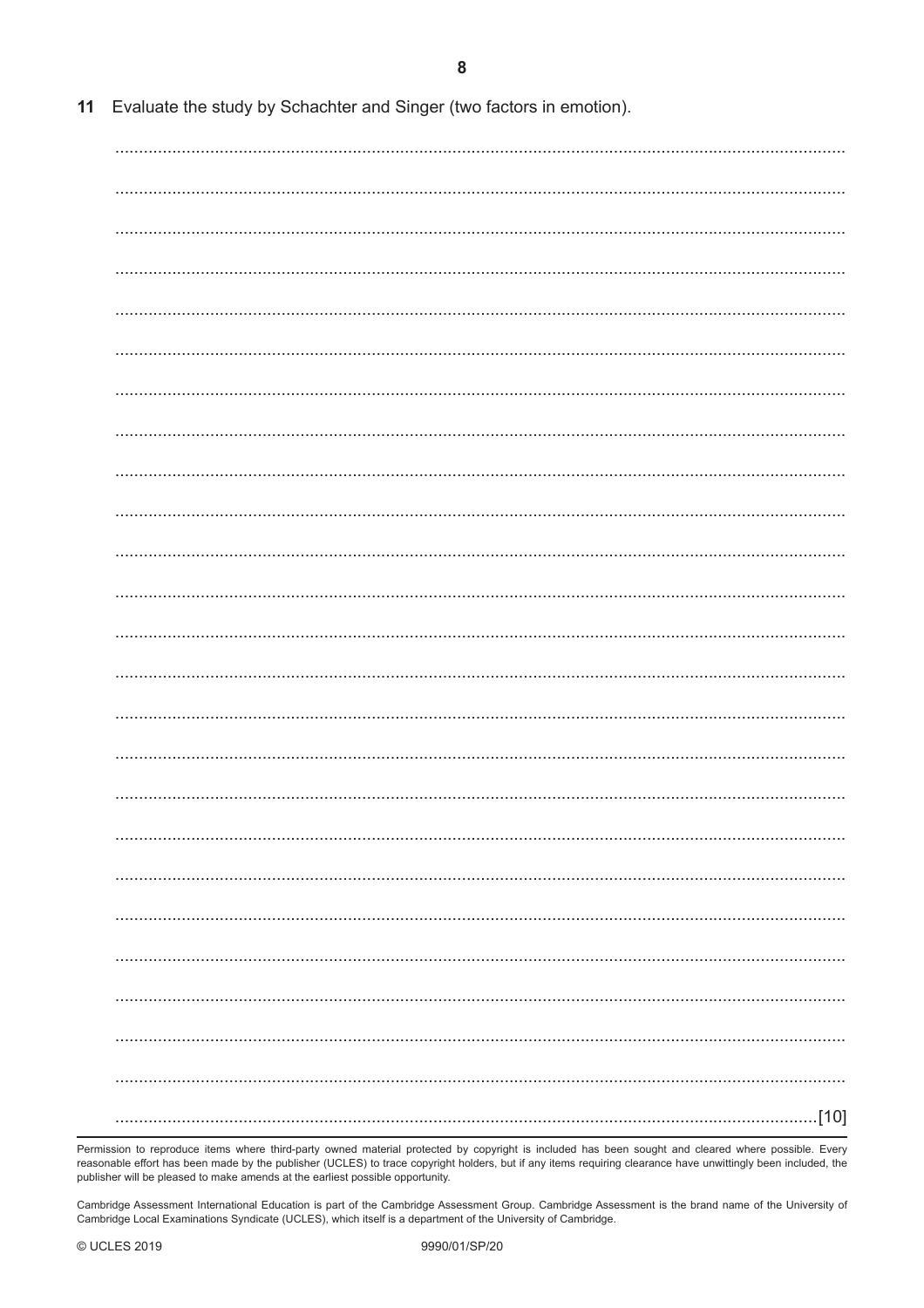11 Evaluate the study by Schachter and Singer (two factors in emotion).

[10]

Permission to reproduce items where third-party owned material protected by copyright is included has been sought and cleared where possible. Every reasonable effort has been made by the publisher (UCLES) to trace copyright holders, but if any items requiring clearance have unwittingly been included, the publisher will be pleased to make amends at the earliest possible opportunity.

Cambridge Assessment International Education is part of the Cambridge Assessment Group. Cambridge Assessment is the brand name of the University of Cambridge Local Examinations Syndicate (UCLES), which itself is a department of the University of Cambridge.

© UCLES 2019 9990/01/SP/20